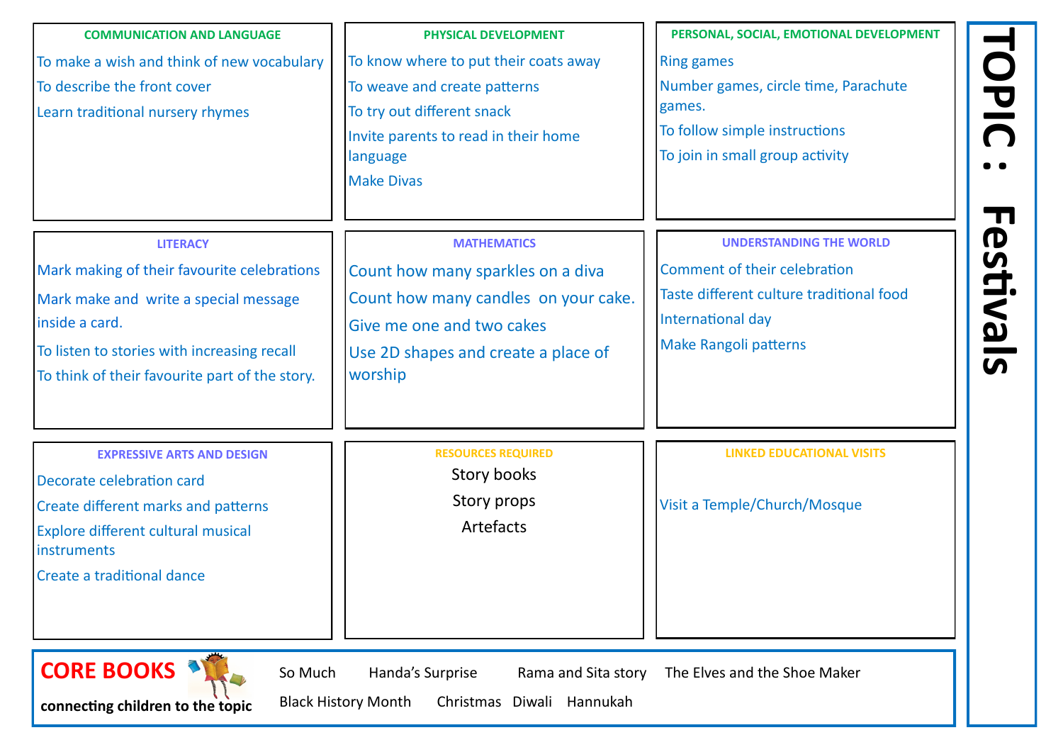# TOPIC : Festivals

## COMMUNICATION AND LANGUAGE

To make a wish and think of new vocabulary

To describe the front cover

Learn traditional nursery rhymes

## PHYSICAL DEVELOPMENT

To know where to put their coats away

To weave and create patterns

To try out different snack

Invite parents to read in their home language

Make Divas

## PERSONAL, SOCIAL, EMOTIONAL DEVELOPMENT

Ring games

Number games, circle time, Parachute games.

To follow simple instructions

To join in small group activity

## LITERACY

Mark making of their favourite celebrations

Mark make and write a special message inside a card.

To listen to stories with increasing recall

To think of their favourite part of the story.

## MATHEMATICS

Count how many sparkles on a diva

Count how many candles on your cake.

Give me one and two cakes

Use 2D shapes and create a place of worship

## UNDERSTANDING THE WORLD

Comment of their celebration

Taste different culture traditional food

International day

Make Rangoli patterns

## EXPRESSIVE ARTS AND DESIGN

Decorate celebration card

Create different marks and patterns

Explore different cultural musical instruments

Create a traditional dance

## RESOURCES REQUIRED

Story books

Story props

Artefacts

## LINKED EDUCATIONAL VISITS

Visit a Temple/Church/Mosque

## CORE BOOKS

**connecting children to the topic**

So Much    Handa's Surprise    Rama and Sita story    The Elves and the Shoe Maker

Black History Month    Christmas    Diwali    Hannukah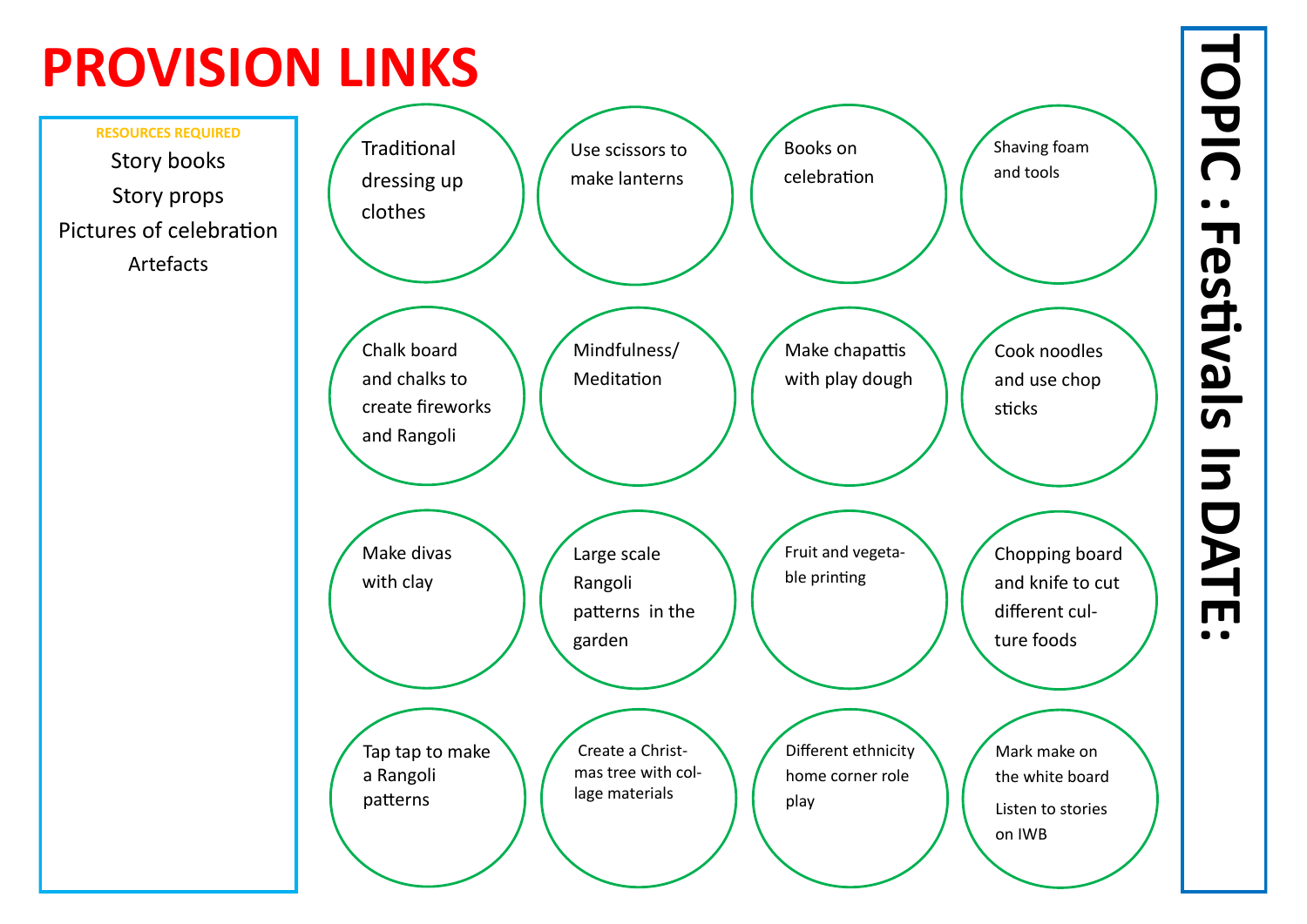# PROVISION LINKS

**TOPIC : Festivals In DATE:**

**RESOURCES REQUIRED**

Story books
Story props
Pictures of celebration
Artefacts

- Traditional dressing up clothes
- Use scissors to make lanterns
- Books on celebration
- Shaving foam and tools
- Chalk board and chalks to create fireworks and Rangoli
- Mindfulness/ Meditation
- Make chapattis with play dough
- Cook noodles and use chop sticks
- Make divas with clay
- Large scale Rangoli patterns in the garden
- Fruit and vegetable printing
- Chopping board and knife to cut different culture foods
- Tap tap to make a Rangoli patterns
- Create a Christmas tree with collage materials
- Different ethnicity home corner role play
- Mark make on the white board

  Listen to stories on IWB